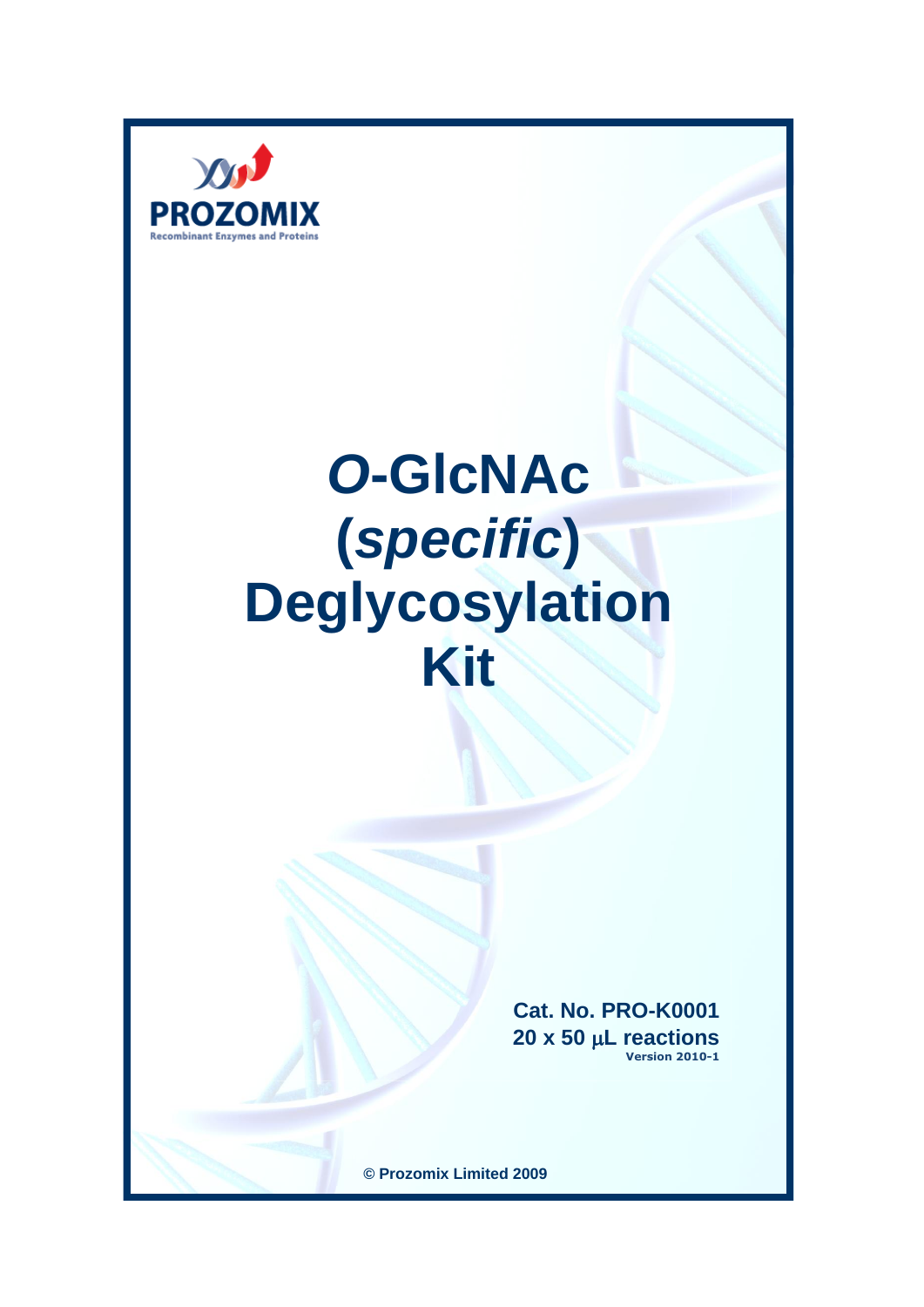PROZOMIX

Recombinant Enzymes and Proteins

# *O*-GlcNAc (*specific*) Deglycosylation Kit

**Cat. No. PRO-K0001**

**20 x 50 μL reactions**

**Version 2010-1**

**© Prozomix Limited 2009**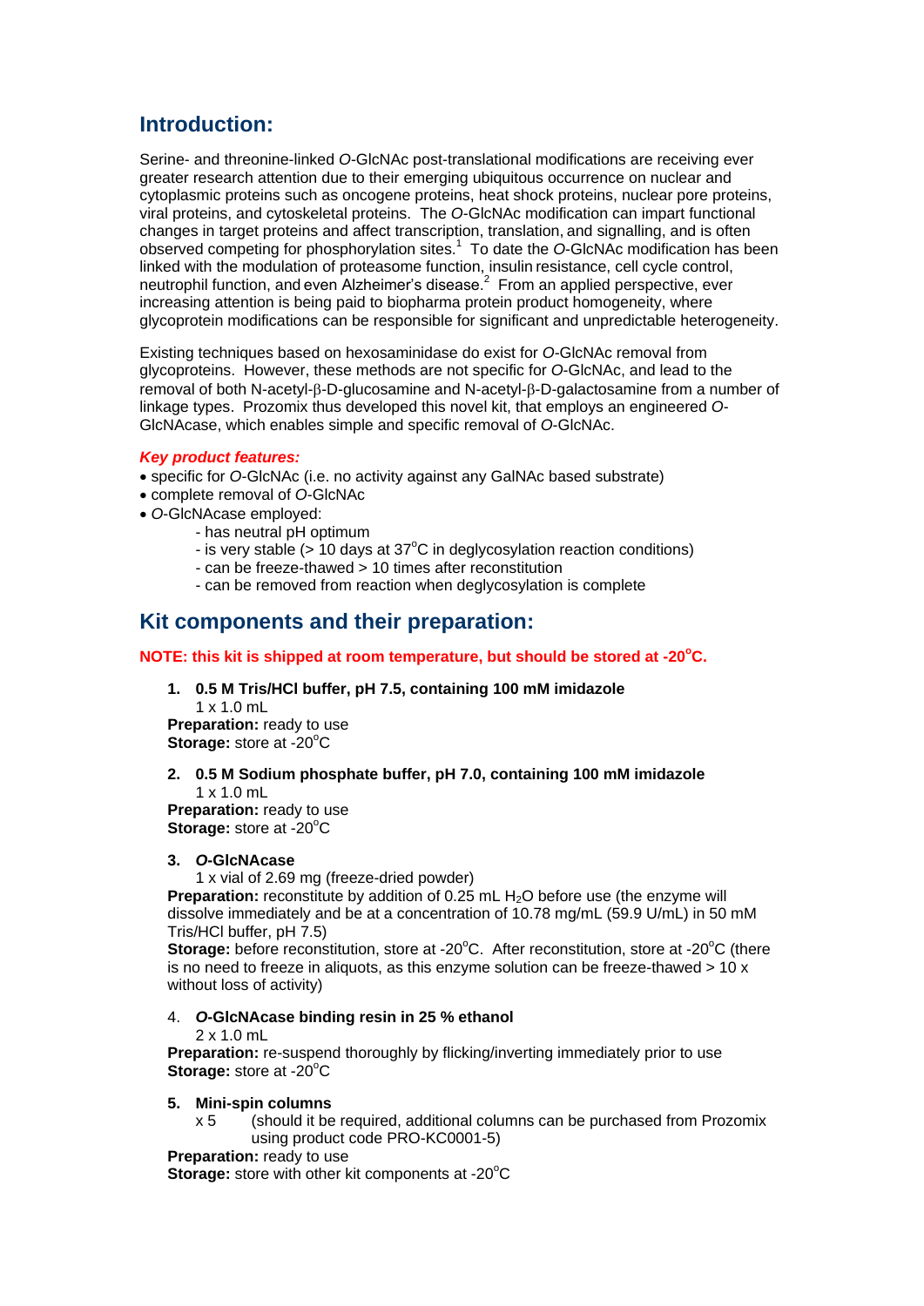## Introduction:

Serine- and threonine-linked *O*-GlcNAc post-translational modifications are receiving ever greater research attention due to their emerging ubiquitous occurrence on nuclear and cytoplasmic proteins such as oncogene proteins, heat shock proteins, nuclear pore proteins, viral proteins, and cytoskeletal proteins. The *O*-GlcNAc modification can impart functional changes in target proteins and affect transcription, translation, and signalling, and is often observed competing for phosphorylation sites.[1] To date the *O*-GlcNAc modification has been linked with the modulation of proteasome function, insulin resistance, cell cycle control, neutrophil function, and even Alzheimer's disease.[2] From an applied perspective, ever increasing attention is being paid to biopharma protein product homogeneity, where glycoprotein modifications can be responsible for significant and unpredictable heterogeneity.

Existing techniques based on hexosaminidase do exist for *O*-GlcNAc removal from glycoproteins. However, these methods are not specific for *O*-GlcNAc, and lead to the removal of both N-acetyl-β-D-glucosamine and N-acetyl-β-D-galactosamine from a number of linkage types. Prozomix thus developed this novel kit, that employs an engineered *O*-GlcNAcase, which enables simple and specific removal of *O*-GlcNAc.

***Key product features:***

- specific for *O*-GlcNAc (i.e. no activity against any GalNAc based substrate)
- complete removal of *O*-GlcNAc
- *O*-GlcNAcase employed:
  - has neutral pH optimum
  - is very stable (> 10 days at 37°C in deglycosylation reaction conditions)
  - can be freeze-thawed > 10 times after reconstitution
  - can be removed from reaction when deglycosylation is complete

## Kit components and their preparation:

**NOTE: this kit is shipped at room temperature, but should be stored at -20°C.**

1. **0.5 M Tris/HCl buffer, pH 7.5, containing 100 mM imidazole**
   1 x 1.0 mL
   **Preparation:** ready to use
   **Storage:** store at -20°C

2. **0.5 M Sodium phosphate buffer, pH 7.0, containing 100 mM imidazole**
   1 x 1.0 mL
   **Preparation:** ready to use
   **Storage:** store at -20°C

3. ***O*-GlcNAcase**
   1 x vial of 2.69 mg (freeze-dried powder)
   **Preparation:** reconstitute by addition of 0.25 mL $H_2O$ before use (the enzyme will dissolve immediately and be at a concentration of 10.78 mg/mL (59.9 U/mL) in 50 mM Tris/HCl buffer, pH 7.5)
   **Storage:** before reconstitution, store at -20°C. After reconstitution, store at -20°C (there is no need to freeze in aliquots, as this enzyme solution can be freeze-thawed > 10 x without loss of activity)

4. ***O*-GlcNAcase binding resin in 25 % ethanol**
   2 x 1.0 mL
   **Preparation:** re-suspend thoroughly by flicking/inverting immediately prior to use
   **Storage:** store at -20°C

5. **Mini-spin columns**
   x 5 (should it be required, additional columns can be purchased from Prozomix using product code PRO-KC0001-5)
   **Preparation:** ready to use
   **Storage:** store with other kit components at -20°C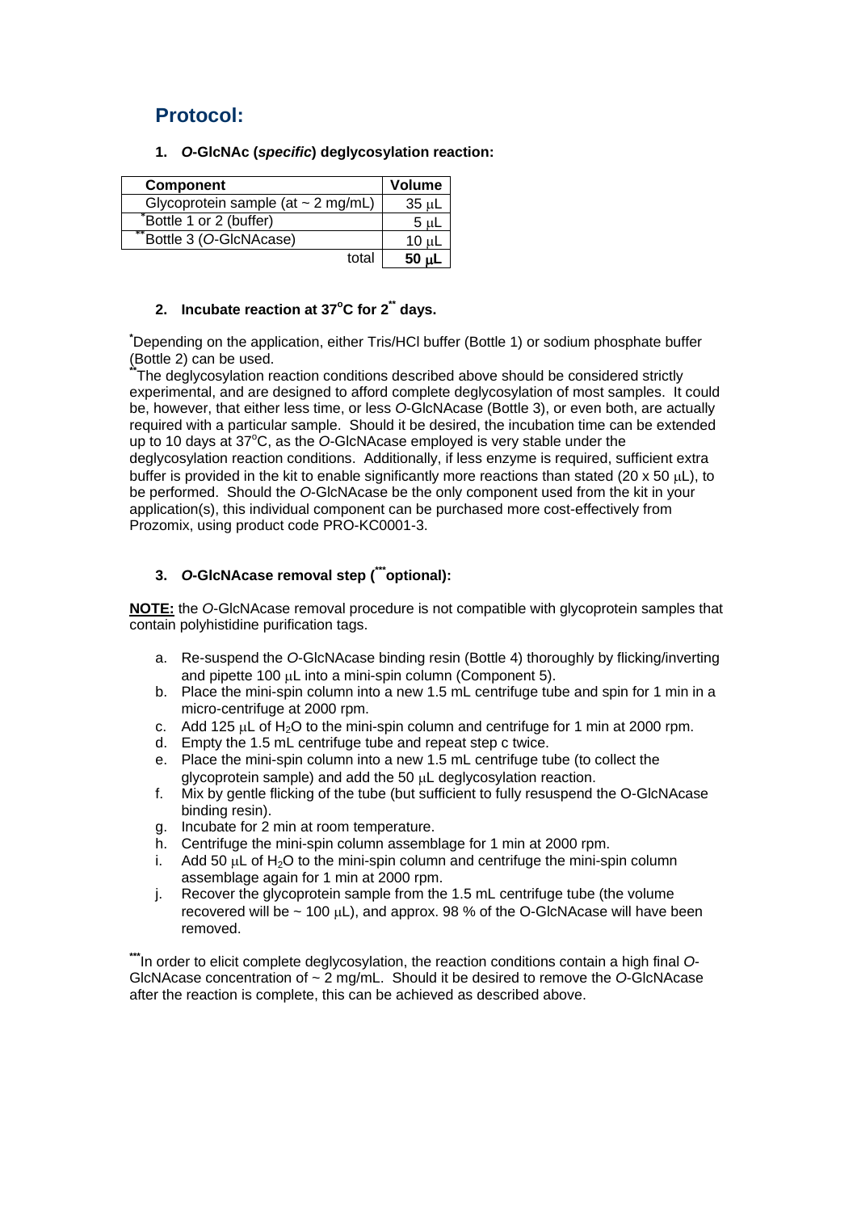## Protocol:

1. ***O*-GlcNAc (*specific*) deglycosylation reaction:**

| Component | Volume |
|---|---|
| Glycoprotein sample (at ~ 2 mg/mL) | 35 μL |
| *Bottle 1 or 2 (buffer) | 5 μL |
| **Bottle 3 (*O*-GlcNAcase) | 10 μL |
| total | **50 μL** |

2. **Incubate reaction at 37°C for 2** days.**

*Depending on the application, either Tris/HCl buffer (Bottle 1) or sodium phosphate buffer (Bottle 2) can be used.

**The deglycosylation reaction conditions described above should be considered strictly experimental, and are designed to afford complete deglycosylation of most samples. It could be, however, that either less time, or less *O*-GlcNAcase (Bottle 3), or even both, are actually required with a particular sample. Should it be desired, the incubation time can be extended up to 10 days at 37°C, as the *O*-GlcNAcase employed is very stable under the deglycosylation reaction conditions. Additionally, if less enzyme is required, sufficient extra buffer is provided in the kit to enable significantly more reactions than stated (20 x 50 μL), to be performed. Should the *O*-GlcNAcase be the only component used from the kit in your application(s), this individual component can be purchased more cost-effectively from Prozomix, using product code PRO-KC0001-3.

3. ***O*-GlcNAcase removal step (***optional):**

**NOTE:** the *O*-GlcNAcase removal procedure is not compatible with glycoprotein samples that contain polyhistidine purification tags.

a. Re-suspend the *O*-GlcNAcase binding resin (Bottle 4) thoroughly by flicking/inverting and pipette 100 μL into a mini-spin column (Component 5).
b. Place the mini-spin column into a new 1.5 mL centrifuge tube and spin for 1 min in a micro-centrifuge at 2000 rpm.
c. Add 125 μL of $H_2O$ to the mini-spin column and centrifuge for 1 min at 2000 rpm.
d. Empty the 1.5 mL centrifuge tube and repeat step c twice.
e. Place the mini-spin column into a new 1.5 mL centrifuge tube (to collect the glycoprotein sample) and add the 50 μL deglycosylation reaction.
f. Mix by gentle flicking of the tube (but sufficient to fully resuspend the O-GlcNAcase binding resin).
g. Incubate for 2 min at room temperature.
h. Centrifuge the mini-spin column assemblage for 1 min at 2000 rpm.
i. Add 50 μL of $H_2O$ to the mini-spin column and centrifuge the mini-spin column assemblage again for 1 min at 2000 rpm.
j. Recover the glycoprotein sample from the 1.5 mL centrifuge tube (the volume recovered will be ~ 100 μL), and approx. 98 % of the O-GlcNAcase will have been removed.

***In order to elicit complete deglycosylation, the reaction conditions contain a high final *O*-GlcNAcase concentration of ~ 2 mg/mL. Should it be desired to remove the *O*-GlcNAcase after the reaction is complete, this can be achieved as described above.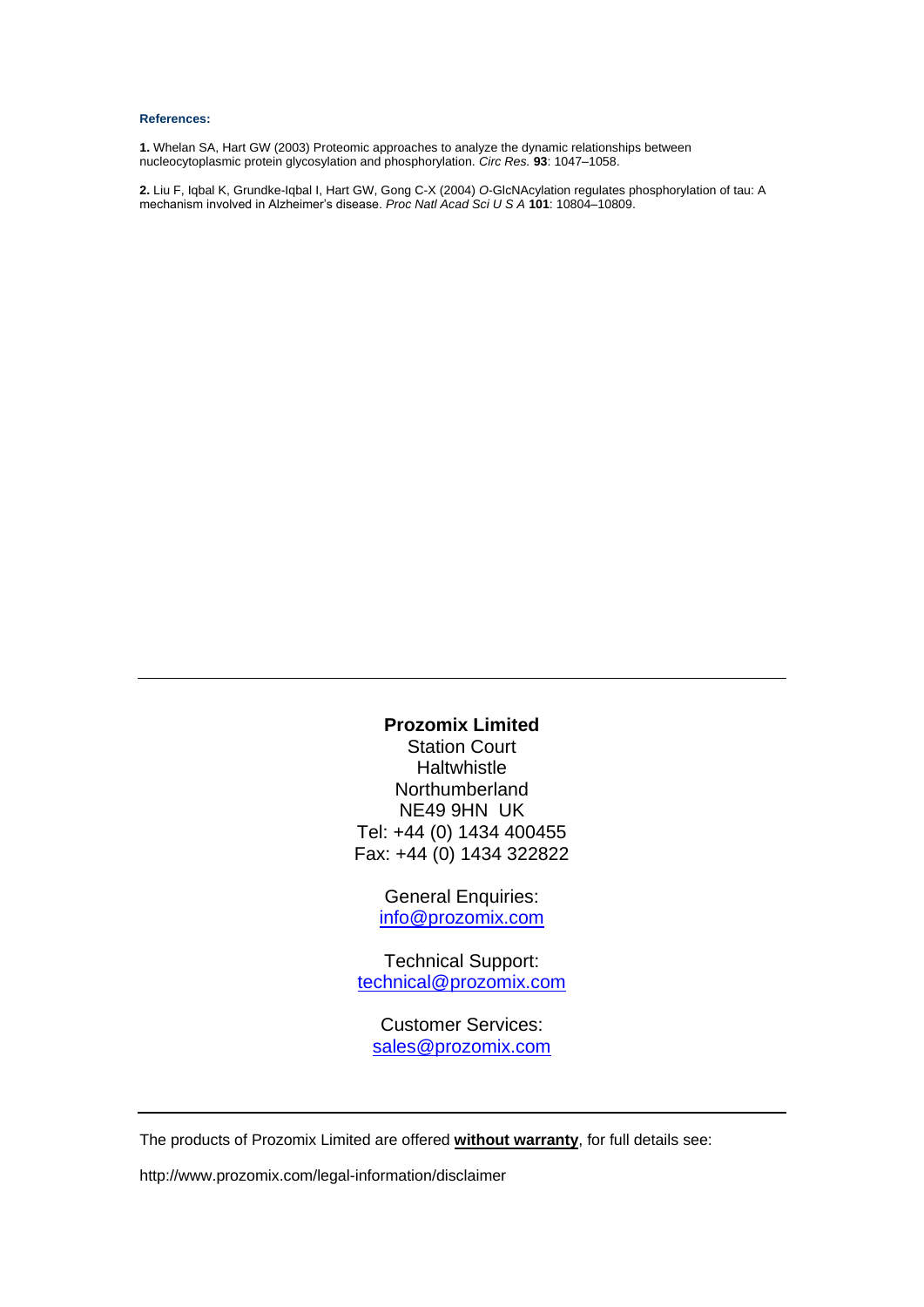**References:**

**1.** Whelan SA, Hart GW (2003) Proteomic approaches to analyze the dynamic relationships between nucleocytoplasmic protein glycosylation and phosphorylation. *Circ Res.* **93**: 1047–1058.

**2.** Liu F, Iqbal K, Grundke-Iqbal I, Hart GW, Gong C-X (2004) *O*-GlcNAcylation regulates phosphorylation of tau: A mechanism involved in Alzheimer's disease. *Proc Natl Acad Sci U S A* **101**: 10804–10809.

---

**Prozomix Limited**
Station Court
Haltwhistle
Northumberland
NE49 9HN UK
Tel: +44 (0) 1434 400455
Fax: +44 (0) 1434 322822

General Enquiries:
info@prozomix.com

Technical Support:
technical@prozomix.com

Customer Services:
sales@prozomix.com

---

The products of Prozomix Limited are offered **without warranty**, for full details see:

http://www.prozomix.com/legal-information/disclaimer